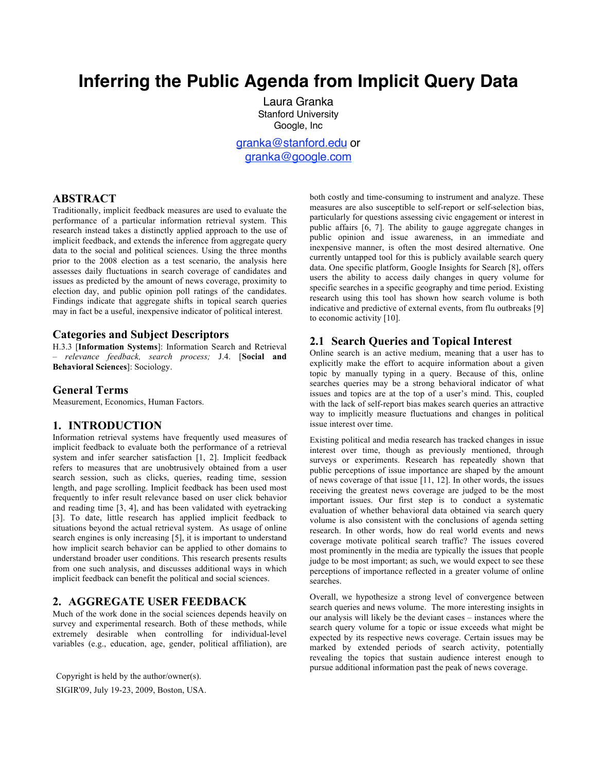# Inferring the Public Agenda from Implicit Query Data

Laura Granka
Stanford University
Google, Inc

granka@stanford.edu or
granka@google.com

## ABSTRACT

Traditionally, implicit feedback measures are used to evaluate the performance of a particular information retrieval system. This research instead takes a distinctly applied approach to the use of implicit feedback, and extends the inference from aggregate query data to the social and political sciences. Using the three months prior to the 2008 election as a test scenario, the analysis here assesses daily fluctuations in search coverage of candidates and issues as predicted by the amount of news coverage, proximity to election day, and public opinion poll ratings of the candidates. Findings indicate that aggregate shifts in topical search queries may in fact be a useful, inexpensive indicator of political interest.

## Categories and Subject Descriptors

H.3.3 [**Information Systems**]: Information Search and Retrieval – *relevance feedback, search process;* J.4. [**Social and Behavioral Sciences**]: Sociology.

## General Terms

Measurement, Economics, Human Factors.

## 1. INTRODUCTION

Information retrieval systems have frequently used measures of implicit feedback to evaluate both the performance of a retrieval system and infer searcher satisfaction [1, 2]. Implicit feedback refers to measures that are unobtrusively obtained from a user search session, such as clicks, queries, reading time, session length, and page scrolling. Implicit feedback has been used most frequently to infer result relevance based on user click behavior and reading time [3, 4], and has been validated with eyetracking [3]. To date, little research has applied implicit feedback to situations beyond the actual retrieval system. As usage of online search engines is only increasing [5], it is important to understand how implicit search behavior can be applied to other domains to understand broader user conditions. This research presents results from one such analysis, and discusses additional ways in which implicit feedback can benefit the political and social sciences.

## 2. AGGREGATE USER FEEDBACK

Much of the work done in the social sciences depends heavily on survey and experimental research. Both of these methods, while extremely desirable when controlling for individual-level variables (e.g., education, age, gender, political affiliation), are both costly and time-consuming to instrument and analyze. These measures are also susceptible to self-report or self-selection bias, particularly for questions assessing civic engagement or interest in public affairs [6, 7]. The ability to gauge aggregate changes in public opinion and issue awareness, in an immediate and inexpensive manner, is often the most desired alternative. One currently untapped tool for this is publicly available search query data. One specific platform, Google Insights for Search [8], offers users the ability to access daily changes in query volume for specific searches in a specific geography and time period. Existing research using this tool has shown how search volume is both indicative and predictive of external events, from flu outbreaks [9] to economic activity [10].

### 2.1 Search Queries and Topical Interest

Online search is an active medium, meaning that a user has to explicitly make the effort to acquire information about a given topic by manually typing in a query. Because of this, online searches queries may be a strong behavioral indicator of what issues and topics are at the top of a user's mind. This, coupled with the lack of self-report bias makes search queries an attractive way to implicitly measure fluctuations and changes in political issue interest over time.

Existing political and media research has tracked changes in issue interest over time, though as previously mentioned, through surveys or experiments. Research has repeatedly shown that public perceptions of issue importance are shaped by the amount of news coverage of that issue [11, 12]. In other words, the issues receiving the greatest news coverage are judged to be the most important issues. Our first step is to conduct a systematic evaluation of whether behavioral data obtained via search query volume is also consistent with the conclusions of agenda setting research. In other words, how do real world events and news coverage motivate political search traffic? The issues covered most prominently in the media are typically the issues that people judge to be most important; as such, we would expect to see these perceptions of importance reflected in a greater volume of online searches.

Overall, we hypothesize a strong level of convergence between search queries and news volume. The more interesting insights in our analysis will likely be the deviant cases – instances where the search query volume for a topic or issue exceeds what might be expected by its respective news coverage. Certain issues may be marked by extended periods of search activity, potentially revealing the topics that sustain audience interest enough to pursue additional information past the peak of news coverage.

Copyright is held by the author/owner(s).
SIGIR'09, July 19-23, 2009, Boston, USA.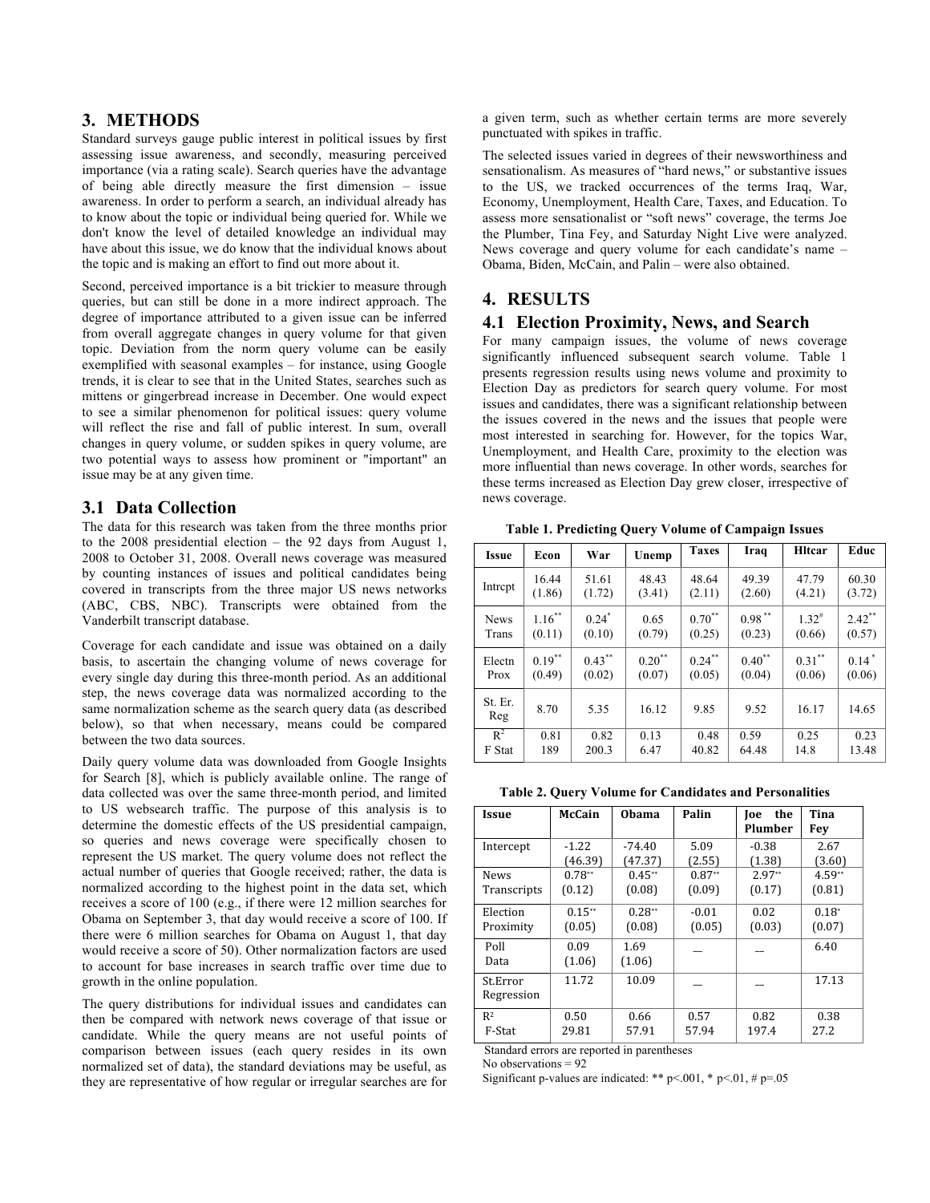## 3. METHODS

Standard surveys gauge public interest in political issues by first assessing issue awareness, and secondly, measuring perceived importance (via a rating scale). Search queries have the advantage of being able directly measure the first dimension – issue awareness. In order to perform a search, an individual already has to know about the topic or individual being queried for. While we don't know the level of detailed knowledge an individual may have about this issue, we do know that the individual knows about the topic and is making an effort to find out more about it.

Second, perceived importance is a bit trickier to measure through queries, but can still be done in a more indirect approach. The degree of importance attributed to a given issue can be inferred from overall aggregate changes in query volume for that given topic. Deviation from the norm query volume can be easily exemplified with seasonal examples – for instance, using Google trends, it is clear to see that in the United States, searches such as mittens or gingerbread increase in December. One would expect to see a similar phenomenon for political issues: query volume will reflect the rise and fall of public interest. In sum, overall changes in query volume, or sudden spikes in query volume, are two potential ways to assess how prominent or "important" an issue may be at any given time.

### 3.1 Data Collection

The data for this research was taken from the three months prior to the 2008 presidential election – the 92 days from August 1, 2008 to October 31, 2008. Overall news coverage was measured by counting instances of issues and political candidates being covered in transcripts from the three major US news networks (ABC, CBS, NBC). Transcripts were obtained from the Vanderbilt transcript database.

Coverage for each candidate and issue was obtained on a daily basis, to ascertain the changing volume of news coverage for every single day during this three-month period. As an additional step, the news coverage data was normalized according to the same normalization scheme as the search query data (as described below), so that when necessary, means could be compared between the two data sources.

Daily query volume data was downloaded from Google Insights for Search [8], which is publicly available online. The range of data collected was over the same three-month period, and limited to US websearch traffic. The purpose of this analysis is to determine the domestic effects of the US presidential campaign, so queries and news coverage were specifically chosen to represent the US market. The query volume does not reflect the actual number of queries that Google received; rather, the data is normalized according to the highest point in the data set, which receives a score of 100 (e.g., if there were 12 million searches for Obama on September 3, that day would receive a score of 100. If there were 6 million searches for Obama on August 1, that day would receive a score of 50). Other normalization factors are used to account for base increases in search traffic over time due to growth in the online population.

The query distributions for individual issues and candidates can then be compared with network news coverage of that issue or candidate. While the query means are not useful points of comparison between issues (each query resides in its own normalized set of data), the standard deviations may be useful, as they are representative of how regular or irregular searches are for a given term, such as whether certain terms are more severely punctuated with spikes in traffic.

The selected issues varied in degrees of their newsworthiness and sensationalism. As measures of "hard news," or substantive issues to the US, we tracked occurrences of the terms Iraq, War, Economy, Unemployment, Health Care, Taxes, and Education. To assess more sensationalist or "soft news" coverage, the terms Joe the Plumber, Tina Fey, and Saturday Night Live were analyzed. News coverage and query volume for each candidate's name – Obama, Biden, McCain, and Palin – were also obtained.

## 4. RESULTS

### 4.1 Election Proximity, News, and Search

For many campaign issues, the volume of news coverage significantly influenced subsequent search volume. Table 1 presents regression results using news volume and proximity to Election Day as predictors for search query volume. For most issues and candidates, there was a significant relationship between the issues covered in the news and the issues that people were most interested in searching for. However, for the topics War, Unemployment, and Health Care, proximity to the election was more influential than news coverage. In other words, searches for these terms increased as Election Day grew closer, irrespective of news coverage.

**Table 1. Predicting Query Volume of Campaign Issues**

| Issue | Econ | War | Unemp | Taxes | Iraq | Hltcar | Educ |
|---|---|---|---|---|---|---|---|
| Intrcpt | 16.44 (1.86) | 51.61 (1.72) | 48.43 (3.41) | 48.64 (2.11) | 49.39 (2.60) | 47.79 (4.21) | 60.30 (3.72) |
| News Trans | 1.16** (0.11) | 0.24* (0.10) | 0.65 (0.79) | 0.70** (0.25) | 0.98** (0.23) | 1.32# (0.66) | 2.42** (0.57) |
| Electn Prox | 0.19** (0.49) | 0.43** (0.02) | 0.20** (0.07) | 0.24** (0.05) | 0.40** (0.04) | 0.31** (0.06) | 0.14* (0.06) |
| St. Er. Reg | 8.70 | 5.35 | 16.12 | 9.85 | 9.52 | 16.17 | 14.65 |
| $R^2$ F Stat | 0.81 189 | 0.82 200.3 | 0.13 6.47 | 0.48 40.82 | 0.59 64.48 | 0.25 14.8 | 0.23 13.48 |

**Table 2. Query Volume for Candidates and Personalities**

| Issue | McCain | Obama | Palin | Joe the Plumber | Tina Fey |
|---|---|---|---|---|---|
| Intercept | -1.22 (46.39) | -74.40 (47.37) | 5.09 (2.55) | -0.38 (1.38) | 2.67 (3.60) |
| News Transcripts | 0.78** (0.12) | 0.45** (0.08) | 0.87** (0.09) | 2.97** (0.17) | 4.59** (0.81) |
| Election Proximity | 0.15** (0.05) | 0.28** (0.08) | -0.01 (0.05) | 0.02 (0.03) | 0.18* (0.07) |
| Poll Data | 0.09 (1.06) | 1.69 (1.06) | — | — | 6.40 |
| St.Error Regression | 11.72 | 10.09 | — | — | 17.13 |
| $R^2$ F-Stat | 0.50 29.81 | 0.66 57.91 | 0.57 57.94 | 0.82 197.4 | 0.38 27.2 |

Standard errors are reported in parentheses

No observations = 92

Significant p-values are indicated: ** $p<.001$, * $p<.01$, # $p=.05$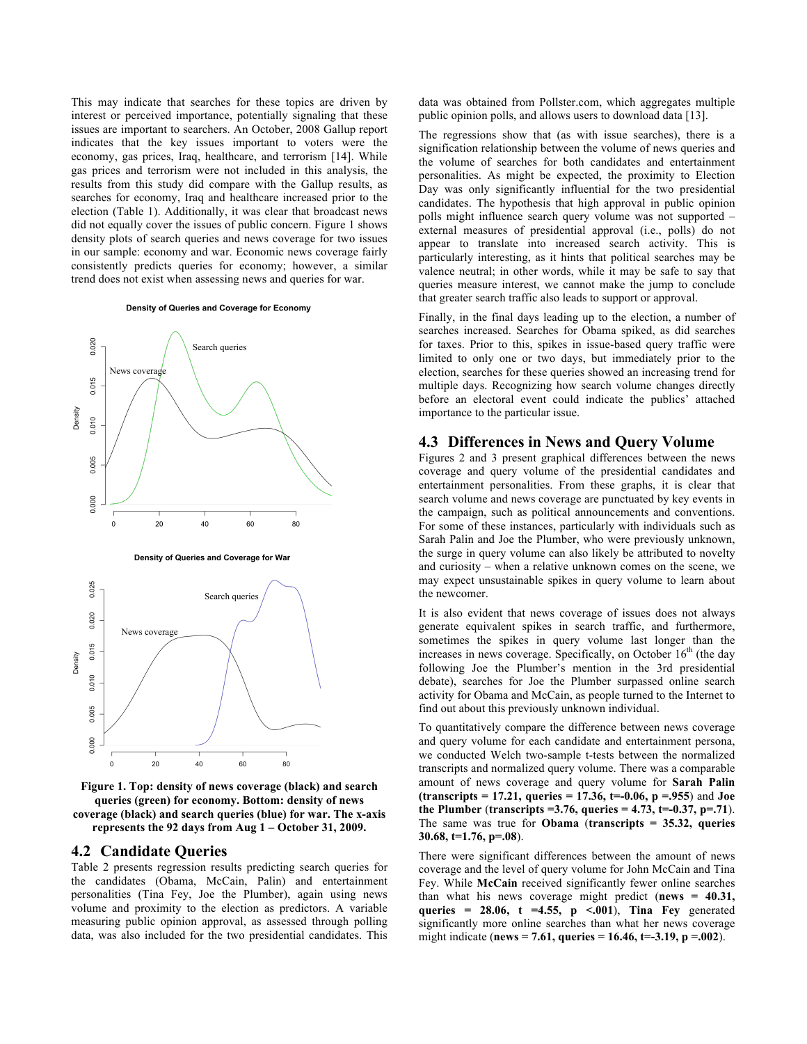This may indicate that searches for these topics are driven by interest or perceived importance, potentially signaling that these issues are important to searchers. An October, 2008 Gallup report indicates that the key issues important to voters were the economy, gas prices, Iraq, healthcare, and terrorism [14]. While gas prices and terrorism were not included in this analysis, the results from this study did compare with the Gallup results, as searches for economy, Iraq and healthcare increased prior to the election (Table 1). Additionally, it was clear that broadcast news did not equally cover the issues of public concern. Figure 1 shows density plots of search queries and news coverage for two issues in our sample: economy and war. Economic news coverage fairly consistently predicts queries for economy; however, a similar trend does not exist when assessing news and queries for war.

**Figure 1. Top: density of news coverage (black) and search queries (green) for economy. Bottom: density of news coverage (black) and search queries (blue) for war. The x-axis represents the 92 days from Aug 1 – October 31, 2009.**

## 4.2 Candidate Queries

Table 2 presents regression results predicting search queries for the candidates (Obama, McCain, Palin) and entertainment personalities (Tina Fey, Joe the Plumber), again using news volume and proximity to the election as predictors. A variable measuring public opinion approval, as assessed through polling data, was also included for the two presidential candidates. This data was obtained from Pollster.com, which aggregates multiple public opinion polls, and allows users to download data [13].

The regressions show that (as with issue searches), there is a signification relationship between the volume of news queries and the volume of searches for both candidates and entertainment personalities. As might be expected, the proximity to Election Day was only significantly influential for the two presidential candidates. The hypothesis that high approval in public opinion polls might influence search query volume was not supported – external measures of presidential approval (i.e., polls) do not appear to translate into increased search activity. This is particularly interesting, as it hints that political searches may be valence neutral; in other words, while it may be safe to say that queries measure interest, we cannot make the jump to conclude that greater search traffic also leads to support or approval.

Finally, in the final days leading up to the election, a number of searches increased. Searches for Obama spiked, as did searches for taxes. Prior to this, spikes in issue-based query traffic were limited to only one or two days, but immediately prior to the election, searches for these queries showed an increasing trend for multiple days. Recognizing how search volume changes directly before an electoral event could indicate the publics' attached importance to the particular issue.

## 4.3 Differences in News and Query Volume

Figures 2 and 3 present graphical differences between the news coverage and query volume of the presidential candidates and entertainment personalities. From these graphs, it is clear that search volume and news coverage are punctuated by key events in the campaign, such as political announcements and conventions. For some of these instances, particularly with individuals such as Sarah Palin and Joe the Plumber, who were previously unknown, the surge in query volume can also likely be attributed to novelty and curiosity – when a relative unknown comes on the scene, we may expect unsustainable spikes in query volume to learn about the newcomer.

It is also evident that news coverage of issues does not always generate equivalent spikes in search traffic, and furthermore, sometimes the spikes in query volume last longer than the increases in news coverage. Specifically, on October 16th (the day following Joe the Plumber's mention in the 3rd presidential debate), searches for Joe the Plumber surpassed online search activity for Obama and McCain, as people turned to the Internet to find out about this previously unknown individual.

To quantitatively compare the difference between news coverage and query volume for each candidate and entertainment persona, we conducted Welch two-sample t-tests between the normalized transcripts and normalized query volume. There was a comparable amount of news coverage and query volume for **Sarah Palin (transcripts = 17.21, queries = 17.36, t=-0.06, p =.955)** and **Joe the Plumber (transcripts =3.76, queries = 4.73, t=-0.37, p=.71)**. The same was true for **Obama (transcripts = 35.32, queries 30.68, t=1.76, p=.08)**.

There were significant differences between the amount of news coverage and the level of query volume for John McCain and Tina Fey. While **McCain** received significantly fewer online searches than what his news coverage might predict (**news = 40.31, queries = 28.06, t =4.55, p <.001**), **Tina Fey** generated significantly more online searches than what her news coverage might indicate (**news = 7.61, queries = 16.46, t=-3.19, p =.002**).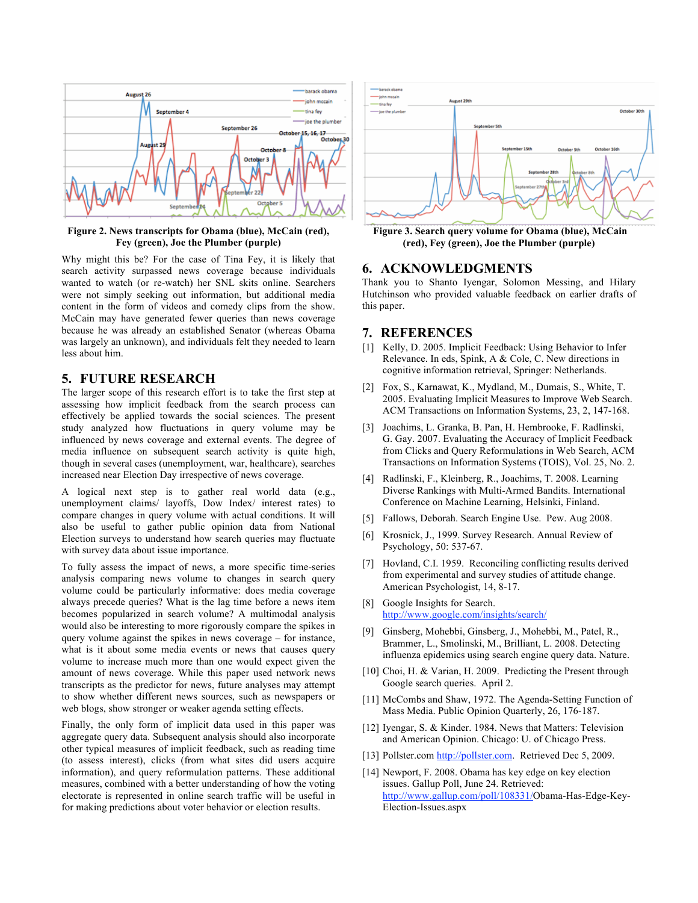barack obama
john mccain
tina fey
joe the plumber

August 26
September 4
September 26
October 15, 16, 17
October 30
August 29
October 8
October 3
September 22
September 24
October 5

**Figure 2. News transcripts for Obama (blue), McCain (red), Fey (green), Joe the Plumber (purple)**

barack obama
john mccain
tina fey
joe the plumber

August 29th
October 30th
September 5th
September 15th
October 5th
October 16th
September 28th
October 8th
October 3rd
September 27th

**Figure 3. Search query volume for Obama (blue), McCain (red), Fey (green), Joe the Plumber (purple)**

Why might this be? For the case of Tina Fey, it is likely that search activity surpassed news coverage because individuals wanted to watch (or re-watch) her SNL skits online. Searchers were not simply seeking out information, but additional media content in the form of videos and comedy clips from the show. McCain may have generated fewer queries than news coverage because he was already an established Senator (whereas Obama was largely an unknown), and individuals felt they needed to learn less about him.

## 5. FUTURE RESEARCH

The larger scope of this research effort is to take the first step at assessing how implicit feedback from the search process can effectively be applied towards the social sciences. The present study analyzed how fluctuations in query volume may be influenced by news coverage and external events. The degree of media influence on subsequent search activity is quite high, though in several cases (unemployment, war, healthcare), searches increased near Election Day irrespective of news coverage.

A logical next step is to gather real world data (e.g., unemployment claims/ layoffs, Dow Index/ interest rates) to compare changes in query volume with actual conditions. It will also be useful to gather public opinion data from National Election surveys to understand how search queries may fluctuate with survey data about issue importance.

To fully assess the impact of news, a more specific time-series analysis comparing news volume to changes in search query volume could be particularly informative: does media coverage always precede queries? What is the lag time before a news item becomes popularized in search volume? A multimodal analysis would also be interesting to more rigorously compare the spikes in query volume against the spikes in news coverage – for instance, what is it about some media events or news that causes query volume to increase much more than one would expect given the amount of news coverage. While this paper used network news transcripts as the predictor for news, future analyses may attempt to show whether different news sources, such as newspapers or web blogs, show stronger or weaker agenda setting effects.

Finally, the only form of implicit data used in this paper was aggregate query data. Subsequent analysis should also incorporate other typical measures of implicit feedback, such as reading time (to assess interest), clicks (from what sites did users acquire information), and query reformulation patterns. These additional measures, combined with a better understanding of how the voting electorate is represented in online search traffic will be useful in for making predictions about voter behavior or election results.

## 6. ACKNOWLEDGMENTS

Thank you to Shanto Iyengar, Solomon Messing, and Hilary Hutchinson who provided valuable feedback on earlier drafts of this paper.

## 7. REFERENCES

[1] Kelly, D. 2005. Implicit Feedback: Using Behavior to Infer Relevance. In eds, Spink, A & Cole, C. New directions in cognitive information retrieval, Springer: Netherlands.

[2] Fox, S., Karnawat, K., Mydland, M., Dumais, S., White, T. 2005. Evaluating Implicit Measures to Improve Web Search. ACM Transactions on Information Systems, 23, 2, 147-168.

[3] Joachims, L. Granka, B. Pan, H. Hembrooke, F. Radlinski, G. Gay. 2007. Evaluating the Accuracy of Implicit Feedback from Clicks and Query Reformulations in Web Search, ACM Transactions on Information Systems (TOIS), Vol. 25, No. 2.

[4] Radlinski, F., Kleinberg, R., Joachims, T. 2008. Learning Diverse Rankings with Multi-Armed Bandits. International Conference on Machine Learning, Helsinki, Finland.

[5] Fallows, Deborah. Search Engine Use. Pew. Aug 2008.

[6] Krosnick, J., 1999. Survey Research. Annual Review of Psychology, 50: 537-67.

[7] Hovland, C.I. 1959. Reconciling conflicting results derived from experimental and survey studies of attitude change. American Psychologist, 14, 8-17.

[8] Google Insights for Search. http://www.google.com/insights/search/

[9] Ginsberg, Mohebbi, Ginsberg, J., Mohebbi, M., Patel, R., Brammer, L., Smolinski, M., Brilliant, L. 2008. Detecting influenza epidemics using search engine query data. Nature.

[10] Choi, H. & Varian, H. 2009. Predicting the Present through Google search queries. April 2.

[11] McCombs and Shaw, 1972. The Agenda-Setting Function of Mass Media. Public Opinion Quarterly, 26, 176-187.

[12] Iyengar, S. & Kinder. 1984. News that Matters: Television and American Opinion. Chicago: U. of Chicago Press.

[13] Pollster.com http://pollster.com. Retrieved Dec 5, 2009.

[14] Newport, F. 2008. Obama has key edge on key election issues. Gallup Poll, June 24. Retrieved: http://www.gallup.com/poll/108331/Obama-Has-Edge-Key-Election-Issues.aspx